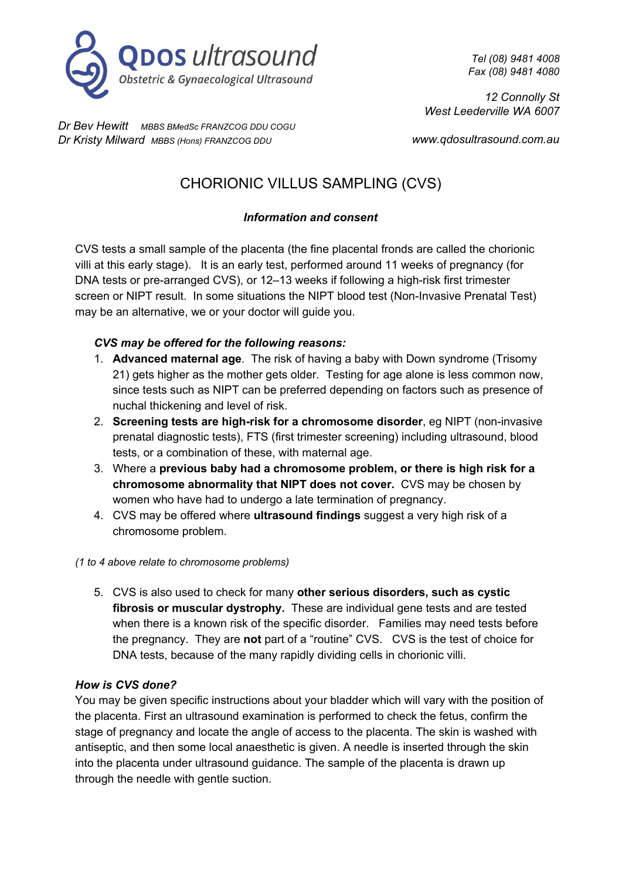**Qdos ultrasound**
*Obstetric & Gynaecological Ultrasound*

*Tel (08) 9481 4008*
*Fax (08) 9481 4080*

*12 Connolly St*
*West Leederville WA 6007*

*Dr Bev Hewitt* *MBBS BMedSc FRANZCOG DDU COGU*
*Dr Kristy Milward* *MBBS (Hons) FRANZCOG DDU*

*www.qdosultrasound.com.au*

# CHORIONIC VILLUS SAMPLING (CVS)

***Information and consent***

CVS tests a small sample of the placenta (the fine placental fronds are called the chorionic villi at this early stage). It is an early test, performed around 11 weeks of pregnancy (for DNA tests or pre-arranged CVS), or 12–13 weeks if following a high-risk first trimester screen or NIPT result. In some situations the NIPT blood test (Non-Invasive Prenatal Test) may be an alternative, we or your doctor will guide you.

***CVS may be offered for the following reasons:***

1. **Advanced maternal age**. The risk of having a baby with Down syndrome (Trisomy 21) gets higher as the mother gets older. Testing for age alone is less common now, since tests such as NIPT can be preferred depending on factors such as presence of nuchal thickening and level of risk.
2. **Screening tests are high-risk for a chromosome disorder**, eg NIPT (non-invasive prenatal diagnostic tests), FTS (first trimester screening) including ultrasound, blood tests, or a combination of these, with maternal age.
3. Where a **previous baby had a chromosome problem, or there is high risk for a chromosome abnormality that NIPT does not cover.** CVS may be chosen by women who have had to undergo a late termination of pregnancy.
4. CVS may be offered where **ultrasound findings** suggest a very high risk of a chromosome problem.

*(1 to 4 above relate to chromosome problems)*

5. CVS is also used to check for many **other serious disorders, such as cystic fibrosis or muscular dystrophy.** These are individual gene tests and are tested when there is a known risk of the specific disorder. Families may need tests before the pregnancy. They are **not** part of a "routine" CVS. CVS is the test of choice for DNA tests, because of the many rapidly dividing cells in chorionic villi.

***How is CVS done?***

You may be given specific instructions about your bladder which will vary with the position of the placenta. First an ultrasound examination is performed to check the fetus, confirm the stage of pregnancy and locate the angle of access to the placenta. The skin is washed with antiseptic, and then some local anaesthetic is given. A needle is inserted through the skin into the placenta under ultrasound guidance. The sample of the placenta is drawn up through the needle with gentle suction.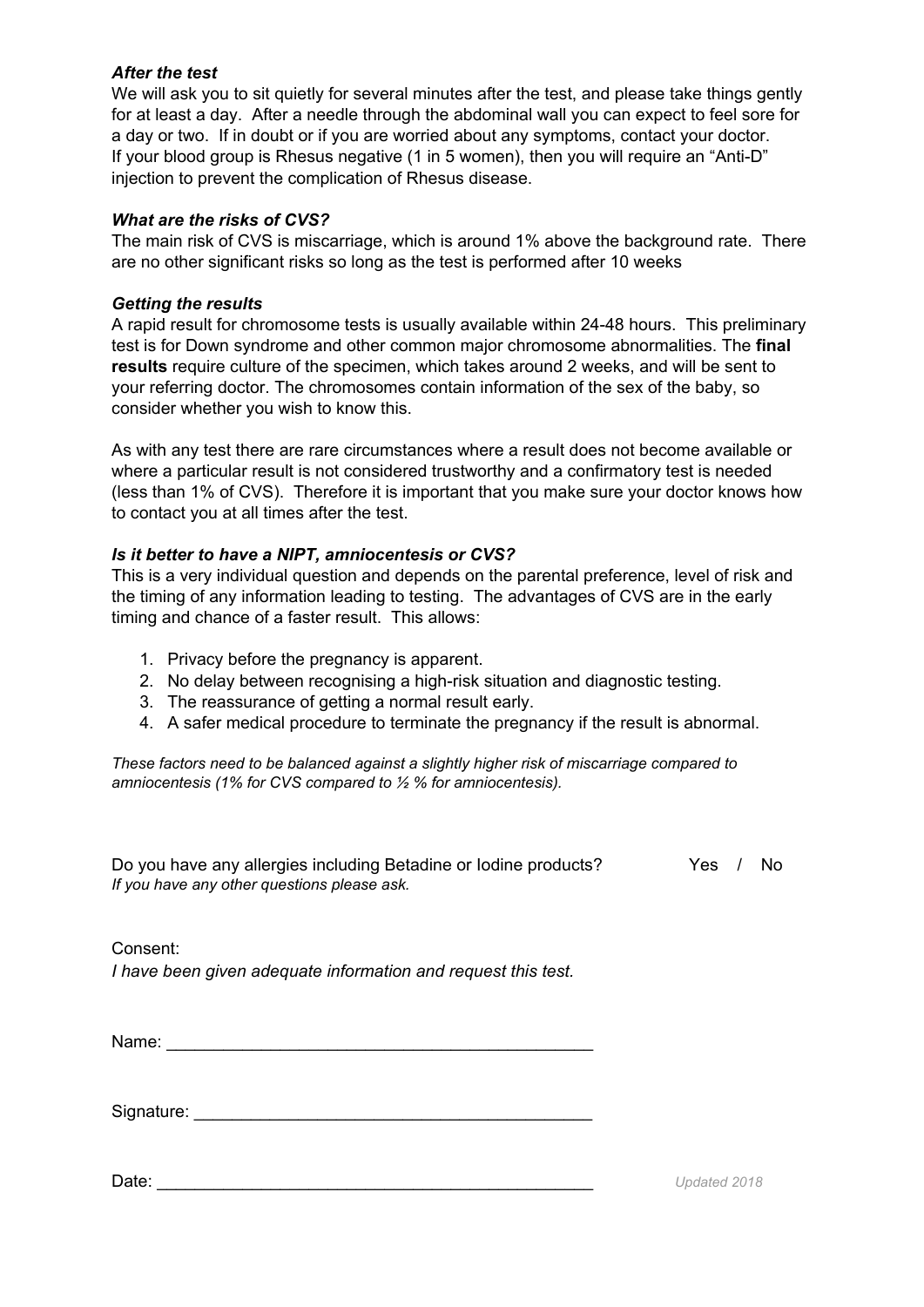### *After the test*

We will ask you to sit quietly for several minutes after the test, and please take things gently for at least a day. After a needle through the abdominal wall you can expect to feel sore for a day or two. If in doubt or if you are worried about any symptoms, contact your doctor. If your blood group is Rhesus negative (1 in 5 women), then you will require an "Anti-D" injection to prevent the complication of Rhesus disease.

### *What are the risks of CVS?*

The main risk of CVS is miscarriage, which is around 1% above the background rate. There are no other significant risks so long as the test is performed after 10 weeks

### *Getting the results*

A rapid result for chromosome tests is usually available within 24-48 hours. This preliminary test is for Down syndrome and other common major chromosome abnormalities. The **final results** require culture of the specimen, which takes around 2 weeks, and will be sent to your referring doctor. The chromosomes contain information of the sex of the baby, so consider whether you wish to know this.

As with any test there are rare circumstances where a result does not become available or where a particular result is not considered trustworthy and a confirmatory test is needed (less than 1% of CVS). Therefore it is important that you make sure your doctor knows how to contact you at all times after the test.

### *Is it better to have a NIPT, amniocentesis or CVS?*

This is a very individual question and depends on the parental preference, level of risk and the timing of any information leading to testing. The advantages of CVS are in the early timing and chance of a faster result. This allows:

1. Privacy before the pregnancy is apparent.
2. No delay between recognising a high-risk situation and diagnostic testing.
3. The reassurance of getting a normal result early.
4. A safer medical procedure to terminate the pregnancy if the result is abnormal.

*These factors need to be balanced against a slightly higher risk of miscarriage compared to amniocentesis (1% for CVS compared to ½ % for amniocentesis).*

Do you have any allergies including Betadine or Iodine products? Yes / No

*If you have any other questions please ask.*

Consent:

*I have been given adequate information and request this test.*

Name: ______________________________________________

Signature: ___________________________________________

Date: ________________________________________________

*Updated 2018*